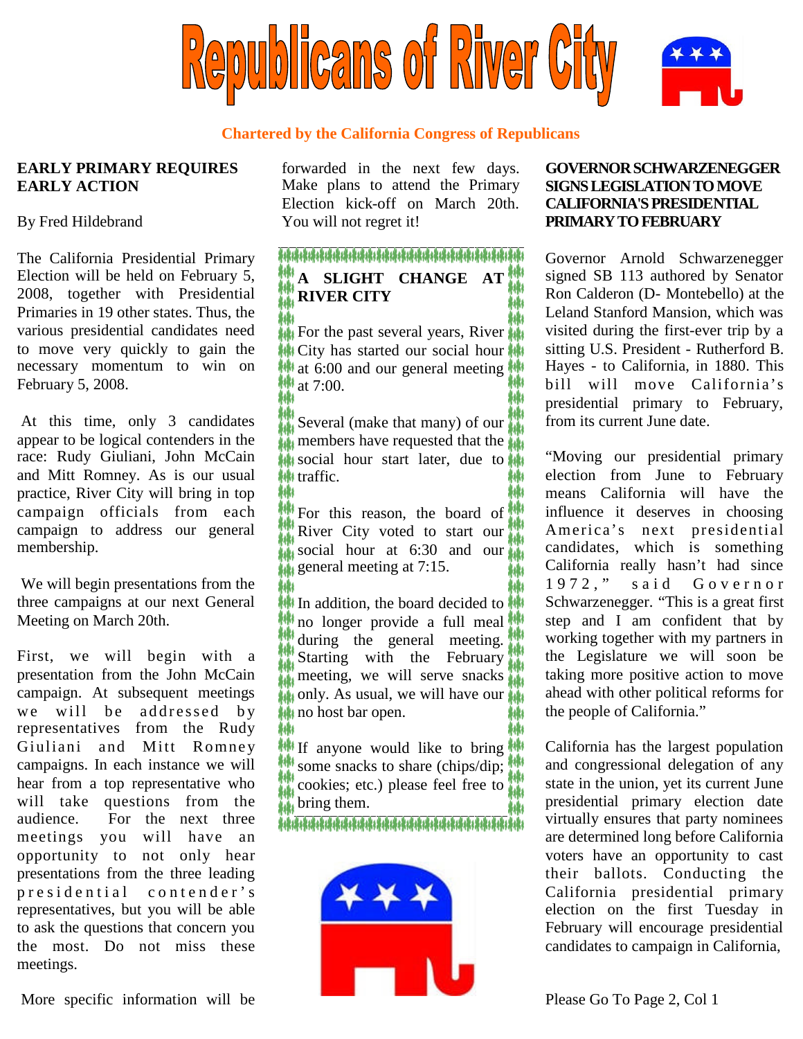# Republicans of River City

**Chartered by the California Congress of Republicans**

## EARLY PRIMARY REQUIRES EARLY ACTION

By Fred Hildebrand

The California Presidential Primary Election will be held on February 5, 2008, together with Presidential Primaries in 19 other states. Thus, the various presidential candidates need to move very quickly to gain the necessary momentum to win on February 5, 2008.

At this time, only 3 candidates appear to be logical contenders in the race: Rudy Giuliani, John McCain and Mitt Romney. As is our usual practice, River City will bring in top campaign officials from each campaign to address our general membership.

We will begin presentations from the three campaigns at our next General Meeting on March 20th.

First, we will begin with a presentation from the John McCain campaign. At subsequent meetings we will be addressed by representatives from the Rudy Giuliani and Mitt Romney campaigns. In each instance we will hear from a top representative who will take questions from the audience. For the next three meetings you will have an opportunity to not only hear presentations from the three leading presidential contender's representatives, but you will be able to ask the questions that concern you the most. Do not miss these meetings.

More specific information will be forwarded in the next few days. Make plans to attend the Primary Election kick-off on March 20th. You will not regret it!

## A SLIGHT CHANGE AT RIVER CITY

For the past several years, River City has started our social hour at 6:00 and our general meeting at 7:00.

Several (make that many) of our members have requested that the social hour start later, due to traffic.

For this reason, the board of River City voted to start our social hour at 6:30 and our general meeting at 7:15.

In addition, the board decided to no longer provide a full meal during the general meeting. Starting with the February meeting, we will serve snacks only. As usual, we will have our no host bar open.

If anyone would like to bring some snacks to share (chips/dip; cookies; etc.) please feel free to bring them.

## GOVERNOR SCHWARZENEGGER SIGNS LEGISLATION TO MOVE CALIFORNIA'S PRESIDENTIAL PRIMARY TO FEBRUARY

Governor Arnold Schwarzenegger signed SB 113 authored by Senator Ron Calderon (D- Montebello) at the Leland Stanford Mansion, which was visited during the first-ever trip by a sitting U.S. President - Rutherford B. Hayes - to California, in 1880. This bill will move California's presidential primary to February, from its current June date.

"Moving our presidential primary election from June to February means California will have the influence it deserves in choosing America's next presidential candidates, which is something California really hasn't had since 1972," said Governor Schwarzenegger. "This is a great first step and I am confident that by working together with my partners in the Legislature we will soon be taking more positive action to move ahead with other political reforms for the people of California."

California has the largest population and congressional delegation of any state in the union, yet its current June presidential primary election date virtually ensures that party nominees are determined long before California voters have an opportunity to cast their ballots. Conducting the California presidential primary election on the first Tuesday in February will encourage presidential candidates to campaign in California,

Please Go To Page 2, Col 1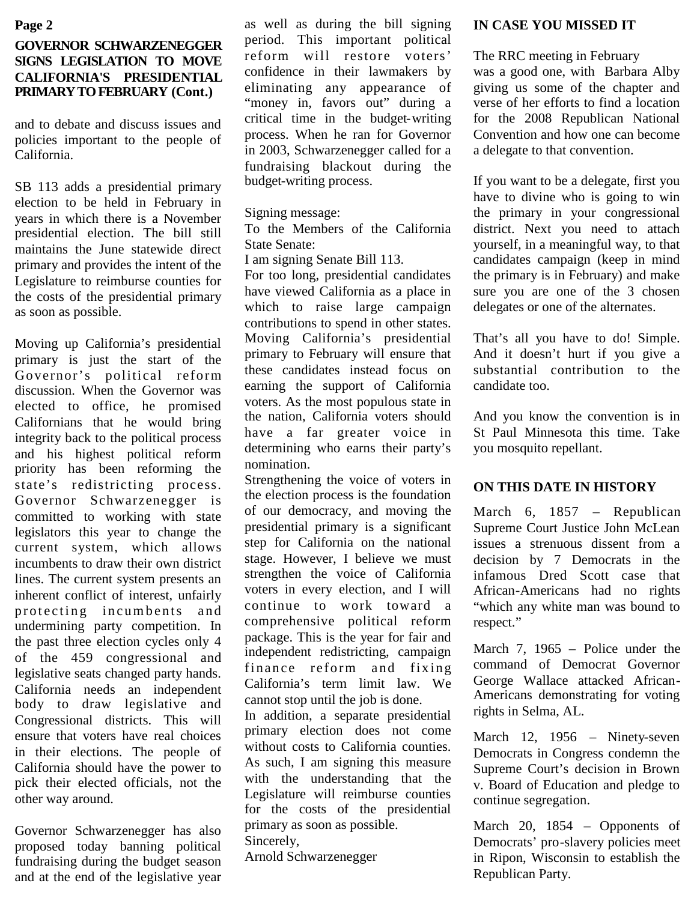## GOVERNOR SCHWARZENEGGER SIGNS LEGISLATION TO MOVE CALIFORNIA'S PRESIDENTIAL PRIMARY TO FEBRUARY (Cont.)

and to debate and discuss issues and policies important to the people of California.

SB 113 adds a presidential primary election to be held in February in years in which there is a November presidential election. The bill still maintains the June statewide direct primary and provides the intent of the Legislature to reimburse counties for the costs of the presidential primary as soon as possible.

Moving up California's presidential primary is just the start of the Governor's political reform discussion. When the Governor was elected to office, he promised Californians that he would bring integrity back to the political process and his highest political reform priority has been reforming the state's redistricting process. Governor Schwarzenegger is committed to working with state legislators this year to change the current system, which allows incumbents to draw their own district lines. The current system presents an inherent conflict of interest, unfairly protecting incumbents and undermining party competition. In the past three election cycles only 4 of the 459 congressional and legislative seats changed party hands. California needs an independent body to draw legislative and Congressional districts. This will ensure that voters have real choices in their elections. The people of California should have the power to pick their elected officials, not the other way around.

Governor Schwarzenegger has also proposed today banning political fundraising during the budget season and at the end of the legislative year as well as during the bill signing period. This important political reform will restore voters' confidence in their lawmakers by eliminating any appearance of "money in, favors out" during a critical time in the budget-writing process. When he ran for Governor in 2003, Schwarzenegger called for a fundraising blackout during the budget-writing process.

Signing message:
To the Members of the California State Senate:
I am signing Senate Bill 113.
For too long, presidential candidates have viewed California as a place in which to raise large campaign contributions to spend in other states. Moving California's presidential primary to February will ensure that these candidates instead focus on earning the support of California voters. As the most populous state in the nation, California voters should have a far greater voice in determining who earns their party's nomination.
Strengthening the voice of voters in the election process is the foundation of our democracy, and moving the presidential primary is a significant step for California on the national stage. However, I believe we must strengthen the voice of California voters in every election, and I will continue to work toward a comprehensive political reform package. This is the year for fair and independent redistricting, campaign finance reform and fixing California's term limit law. We cannot stop until the job is done.
In addition, a separate presidential primary election does not come without costs to California counties. As such, I am signing this measure with the understanding that the Legislature will reimburse counties for the costs of the presidential primary as soon as possible.
Sincerely,
Arnold Schwarzenegger

## IN CASE YOU MISSED IT

The RRC meeting in February was a good one, with Barbara Alby giving us some of the chapter and verse of her efforts to find a location for the 2008 Republican National Convention and how one can become a delegate to that convention.

If you want to be a delegate, first you have to divine who is going to win the primary in your congressional district. Next you need to attach yourself, in a meaningful way, to that candidates campaign (keep in mind the primary is in February) and make sure you are one of the 3 chosen delegates or one of the alternates.

That's all you have to do! Simple. And it doesn't hurt if you give a substantial contribution to the candidate too.

And you know the convention is in St Paul Minnesota this time. Take you mosquito repellant.

## ON THIS DATE IN HISTORY

March 6, 1857 – Republican Supreme Court Justice John McLean issues a strenuous dissent from a decision by 7 Democrats in the infamous Dred Scott case that African-Americans had no rights "which any white man was bound to respect."

March 7, 1965 – Police under the command of Democrat Governor George Wallace attacked African-Americans demonstrating for voting rights in Selma, AL.

March 12, 1956 – Ninety-seven Democrats in Congress condemn the Supreme Court's decision in Brown v. Board of Education and pledge to continue segregation.

March 20, 1854 – Opponents of Democrats' pro-slavery policies meet in Ripon, Wisconsin to establish the Republican Party.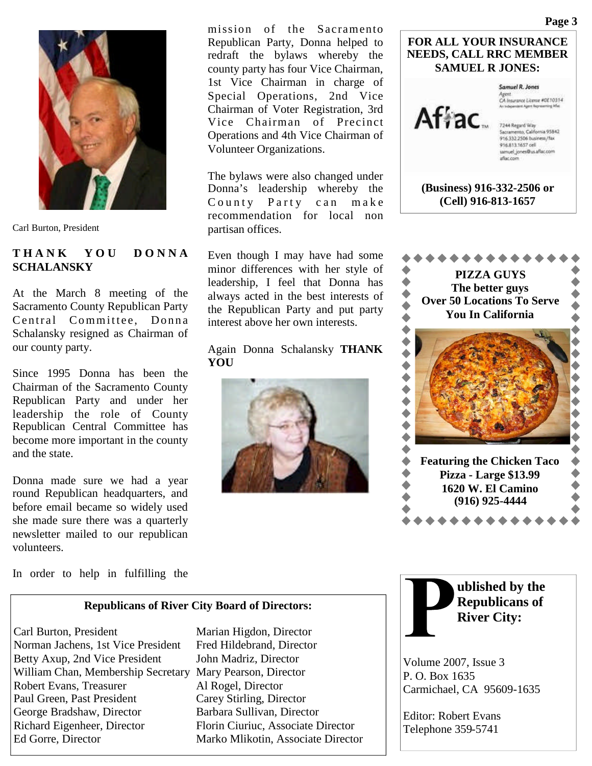Carl Burton, President

## THANK YOU DONNA SCHALANSKY

At the March 8 meeting of the Sacramento County Republican Party Central Committee, Donna Schalansky resigned as Chairman of our county party.

Since 1995 Donna has been the Chairman of the Sacramento County Republican Party and under her leadership the role of County Republican Central Committee has become more important in the county and the state.

Donna made sure we had a year round Republican headquarters, and before email became so widely used she made sure there was a quarterly newsletter mailed to our republican volunteers.

In order to help in fulfilling the mission of the Sacramento Republican Party, Donna helped to redraft the bylaws whereby the county party has four Vice Chairman, 1st Vice Chairman in charge of Special Operations, 2nd Vice Chairman of Voter Registration, 3rd Vice Chairman of Precinct Operations and 4th Vice Chairman of Volunteer Organizations.

The bylaws were also changed under Donna's leadership whereby the County Party can make recommendation for local non partisan offices.

Even though I may have had some minor differences with her style of leadership, I feel that Donna has always acted in the best interests of the Republican Party and put party interest above her own interests.

Again Donna Schalansky **THANK YOU**

**FOR ALL YOUR INSURANCE NEEDS, CALL RRC MEMBER SAMUEL R JONES:**

Aflac

Samuel R. Jones
Agent
CA Insurance License #0E10314
An Independent Agent Representing Aflac

7244 Regard Way
Sacramento, California 95842
916.332.2506 business/fax
916.813.1657 cell
samuel_jones@us.aflac.com
aflac.com

**(Business) 916-332-2506 or (Cell) 916-813-1657**

**PIZZA GUYS**
**The better guys**
**Over 50 Locations To Serve You In California**

**Featuring the Chicken Taco Pizza - Large $13.99**
**1620 W. El Camino**
**(916) 925-4444**

**Republicans of River City Board of Directors:**

Carl Burton, President
Norman Jachens, 1st Vice President
Betty Axup, 2nd Vice President
William Chan, Membership Secretary
Robert Evans, Treasurer
Paul Green, Past President
George Bradshaw, Director
Richard Eigenheer, Director
Ed Gorre, Director
Marian Higdon, Director
Fred Hildebrand, Director
John Madriz, Director
Mary Pearson, Director
Al Rogel, Director
Carey Stirling, Director
Barbara Sullivan, Director
Florin Ciuriuc, Associate Director
Marko Mlikotin, Associate Director

**Published by the Republicans of River City:**

Volume 2007, Issue 3
P. O. Box 1635
Carmichael, CA 95609-1635

Editor: Robert Evans
Telephone 359-5741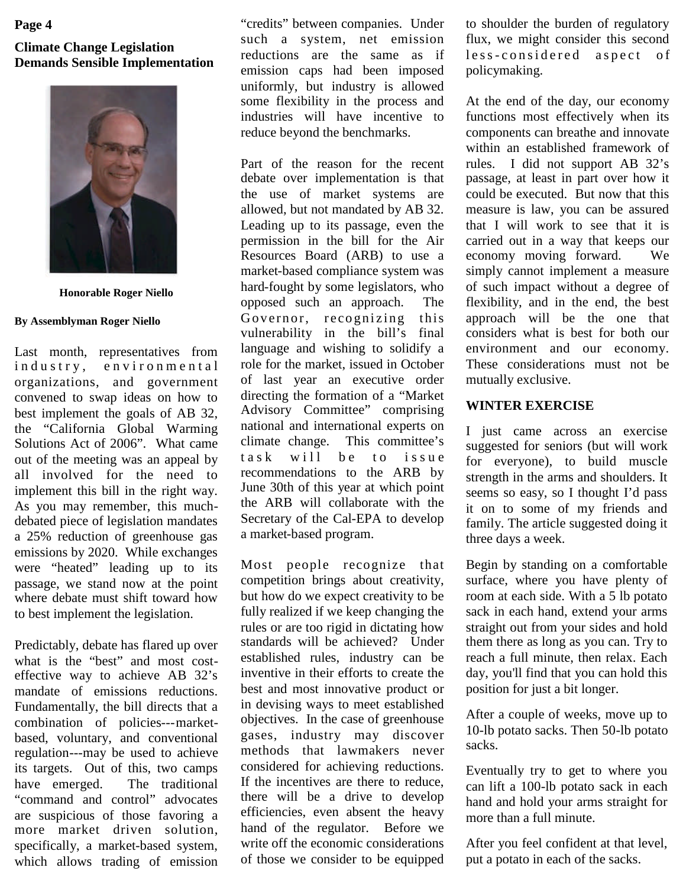## Climate Change Legislation Demands Sensible Implementation

Honorable Roger Niello

**By Assemblyman Roger Niello**

Last month, representatives from industry, environmental organizations, and government convened to swap ideas on how to best implement the goals of AB 32, the "California Global Warming Solutions Act of 2006". What came out of the meeting was an appeal by all involved for the need to implement this bill in the right way. As you may remember, this much-debated piece of legislation mandates a 25% reduction of greenhouse gas emissions by 2020. While exchanges were "heated" leading up to its passage, we stand now at the point where debate must shift toward how to best implement the legislation.

Predictably, debate has flared up over what is the "best" and most cost-effective way to achieve AB 32's mandate of emissions reductions. Fundamentally, the bill directs that a combination of policies---market-based, voluntary, and conventional regulation---may be used to achieve its targets. Out of this, two camps have emerged. The traditional "command and control" advocates are suspicious of those favoring a more market driven solution, specifically, a market-based system, which allows trading of emission "credits" between companies. Under such a system, net emission reductions are the same as if emission caps had been imposed uniformly, but industry is allowed some flexibility in the process and industries will have incentive to reduce beyond the benchmarks.

Part of the reason for the recent debate over implementation is that the use of market systems are allowed, but not mandated by AB 32. Leading up to its passage, even the permission in the bill for the Air Resources Board (ARB) to use a market-based compliance system was hard-fought by some legislators, who opposed such an approach. The Governor, recognizing this vulnerability in the bill's final language and wishing to solidify a role for the market, issued in October of last year an executive order directing the formation of a "Market Advisory Committee" comprising national and international experts on climate change. This committee's task will be to issue recommendations to the ARB by June 30th of this year at which point the ARB will collaborate with the Secretary of the Cal-EPA to develop a market-based program.

Most people recognize that competition brings about creativity, but how do we expect creativity to be fully realized if we keep changing the rules or are too rigid in dictating how standards will be achieved? Under established rules, industry can be inventive in their efforts to create the best and most innovative product or in devising ways to meet established objectives. In the case of greenhouse gases, industry may discover methods that lawmakers never considered for achieving reductions. If the incentives are there to reduce, there will be a drive to develop efficiencies, even absent the heavy hand of the regulator. Before we write off the economic considerations of those we consider to be equipped to shoulder the burden of regulatory flux, we might consider this second less-considered aspect of policymaking.

At the end of the day, our economy functions most effectively when its components can breathe and innovate within an established framework of rules. I did not support AB 32's passage, at least in part over how it could be executed. But now that this measure is law, you can be assured that I will work to see that it is carried out in a way that keeps our economy moving forward. We simply cannot implement a measure of such impact without a degree of flexibility, and in the end, the best approach will be the one that considers what is best for both our environment and our economy. These considerations must not be mutually exclusive.

### WINTER EXERCISE

I just came across an exercise suggested for seniors (but will work for everyone), to build muscle strength in the arms and shoulders. It seems so easy, so I thought I'd pass it on to some of my friends and family. The article suggested doing it three days a week.

Begin by standing on a comfortable surface, where you have plenty of room at each side. With a 5 lb potato sack in each hand, extend your arms straight out from your sides and hold them there as long as you can. Try to reach a full minute, then relax. Each day, you'll find that you can hold this position for just a bit longer.

After a couple of weeks, move up to 10-lb potato sacks. Then 50-lb potato sacks.

Eventually try to get to where you can lift a 100-lb potato sack in each hand and hold your arms straight for more than a full minute.

After you feel confident at that level, put a potato in each of the sacks.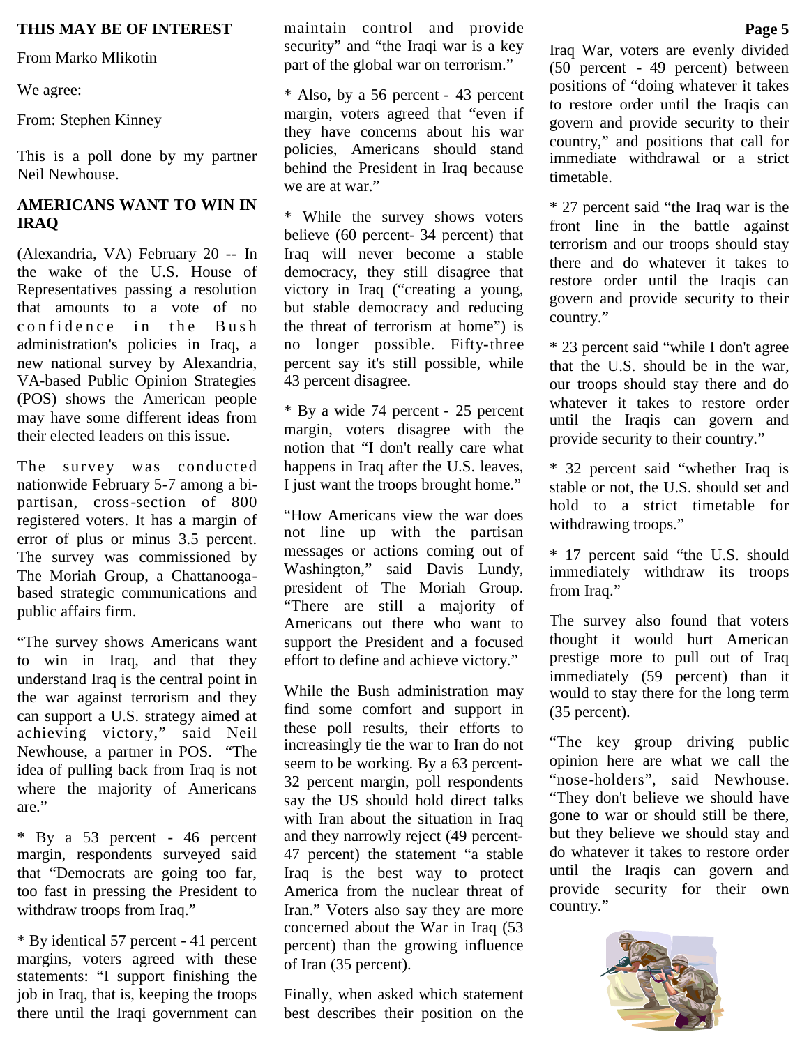**THIS MAY BE OF INTEREST**

From Marko Mlikotin

We agree:

From: Stephen Kinney

This is a poll done by my partner Neil Newhouse.

**AMERICANS WANT TO WIN IN IRAQ**

(Alexandria, VA) February 20 -- In the wake of the U.S. House of Representatives passing a resolution that amounts to a vote of no confidence in the Bush administration's policies in Iraq, a new national survey by Alexandria, VA-based Public Opinion Strategies (POS) shows the American people may have some different ideas from their elected leaders on this issue.

The survey was conducted nationwide February 5-7 among a bi-partisan, cross-section of 800 registered voters. It has a margin of error of plus or minus 3.5 percent. The survey was commissioned by The Moriah Group, a Chattanooga-based strategic communications and public affairs firm.

"The survey shows Americans want to win in Iraq, and that they understand Iraq is the central point in the war against terrorism and they can support a U.S. strategy aimed at achieving victory," said Neil Newhouse, a partner in POS. "The idea of pulling back from Iraq is not where the majority of Americans are."

* By a 53 percent - 46 percent margin, respondents surveyed said that "Democrats are going too far, too fast in pressing the President to withdraw troops from Iraq."

* By identical 57 percent - 41 percent margins, voters agreed with these statements: "I support finishing the job in Iraq, that is, keeping the troops there until the Iraqi government can maintain control and provide security" and "the Iraqi war is a key part of the global war on terrorism."

* Also, by a 56 percent - 43 percent margin, voters agreed that "even if they have concerns about his war policies, Americans should stand behind the President in Iraq because we are at war."

* While the survey shows voters believe (60 percent- 34 percent) that Iraq will never become a stable democracy, they still disagree that victory in Iraq ("creating a young, but stable democracy and reducing the threat of terrorism at home") is no longer possible. Fifty-three percent say it's still possible, while 43 percent disagree.

* By a wide 74 percent - 25 percent margin, voters disagree with the notion that "I don't really care what happens in Iraq after the U.S. leaves, I just want the troops brought home."

"How Americans view the war does not line up with the partisan messages or actions coming out of Washington," said Davis Lundy, president of The Moriah Group. "There are still a majority of Americans out there who want to support the President and a focused effort to define and achieve victory."

While the Bush administration may find some comfort and support in these poll results, their efforts to increasingly tie the war to Iran do not seem to be working. By a 63 percent-32 percent margin, poll respondents say the US should hold direct talks with Iran about the situation in Iraq and they narrowly reject (49 percent-47 percent) the statement "a stable Iraq is the best way to protect America from the nuclear threat of Iran." Voters also say they are more concerned about the War in Iraq (53 percent) than the growing influence of Iran (35 percent).

Finally, when asked which statement best describes their position on the Iraq War, voters are evenly divided (50 percent - 49 percent) between positions of "doing whatever it takes to restore order until the Iraqis can govern and provide security to their country," and positions that call for immediate withdrawal or a strict timetable.

* 27 percent said "the Iraq war is the front line in the battle against terrorism and our troops should stay there and do whatever it takes to restore order until the Iraqis can govern and provide security to their country."

* 23 percent said "while I don't agree that the U.S. should be in the war, our troops should stay there and do whatever it takes to restore order until the Iraqis can govern and provide security to their country."

* 32 percent said "whether Iraq is stable or not, the U.S. should set and hold to a strict timetable for withdrawing troops."

* 17 percent said "the U.S. should immediately withdraw its troops from Iraq."

The survey also found that voters thought it would hurt American prestige more to pull out of Iraq immediately (59 percent) than it would to stay there for the long term (35 percent).

"The key group driving public opinion here are what we call the "nose-holders", said Newhouse. "They don't believe we should have gone to war or should still be there, but they believe we should stay and do whatever it takes to restore order until the Iraqis can govern and provide security for their own country."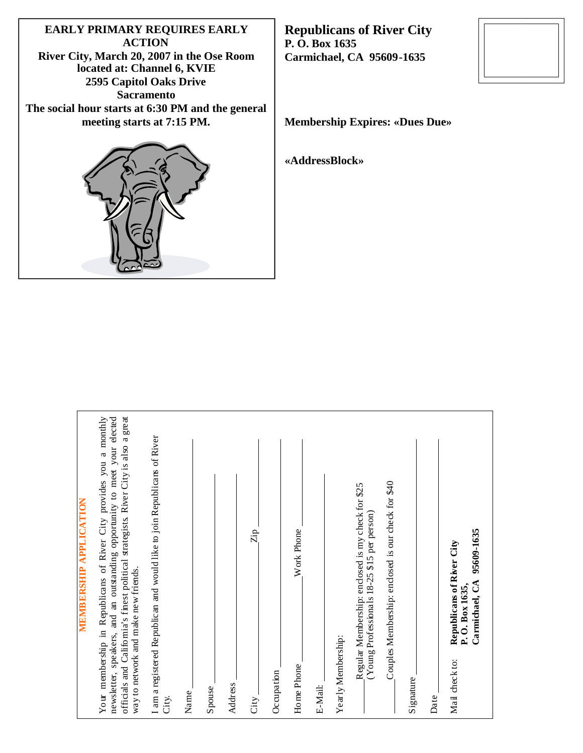**EARLY PRIMARY REQUIRES EARLY ACTION**

**River City, March 20, 2007 in the Ose Room located at: Channel 6, KVIE 2595 Capitol Oaks Drive Sacramento**

**The social hour starts at 6:30 PM and the general meeting starts at 7:15 PM.**

**Republicans of River City**
**P. O. Box 1635**
**Carmichael, CA 95609-1635**

**Membership Expires: «Dues Due»**

**«AddressBlock»**

## MEMBERSHIP APPLICATION

Your membership in Republicans of River City provides you a monthly newsletter, speakers, and an outstanding opportunity to meet your elected officials and California's finest political strategists. River City is also a great way to network and make new friends.

I am a registered Republican and would like to join Republicans of River City.

Name ______________________

Spouse ______________________

Address ______________________

City ____________ Zip ____________

Occupation ______________________

Home Phone ____________ Work Phone ____________

E-Mail: ______________________

Yearly Membership:

____ Regular Membership: enclosed is my check for $25 (Young Professionals 18-25 $15 per person)

____ Couples Membership: enclosed is our check for $40

Signature ______________________

Date ______________________

Mail check to: **Republicans of River City**
**P. O. Box 1635,**
**Carmichael, CA 95609-1635**